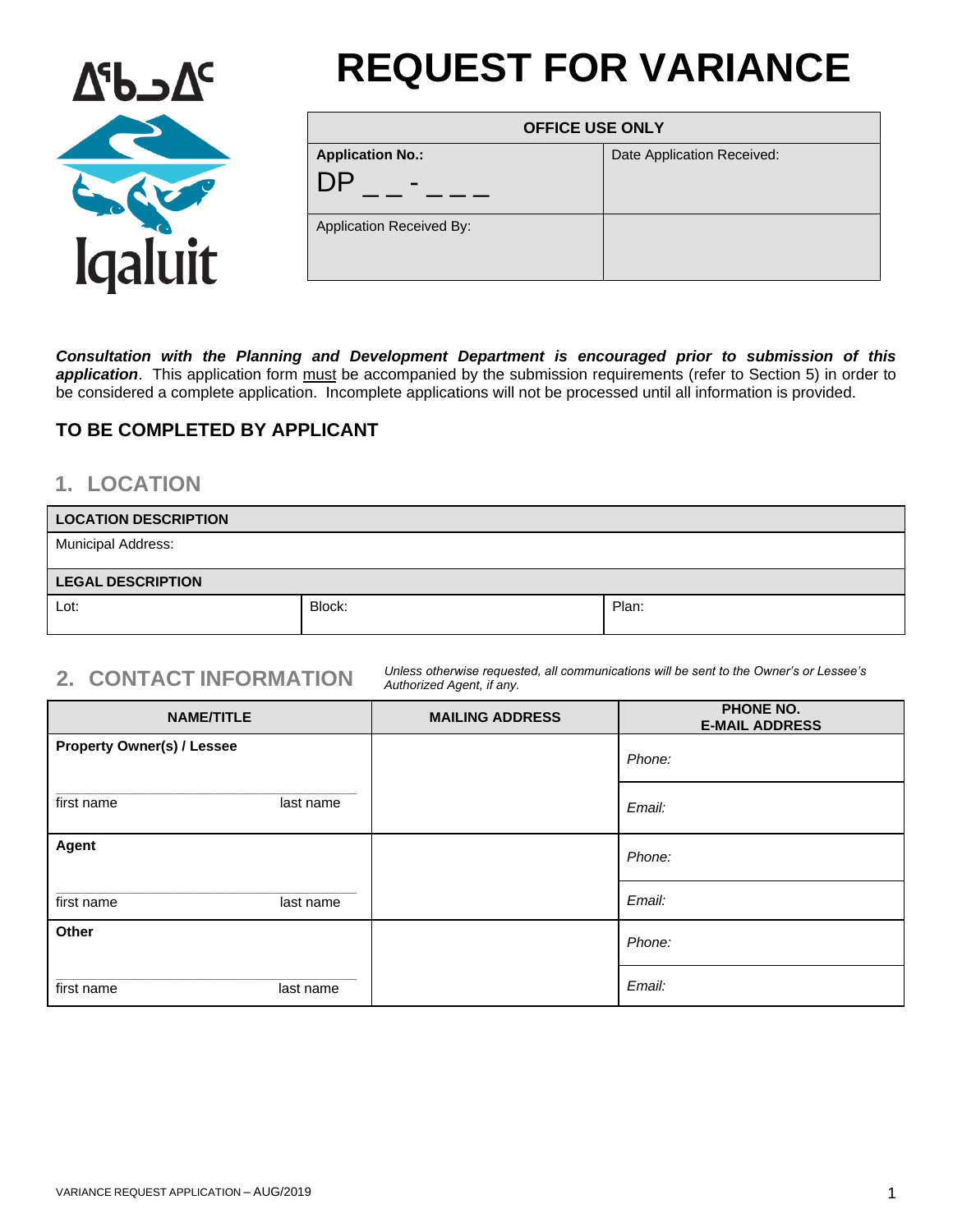ᐃᖃᓗᐃᑦ

Iqaluit

# REQUEST FOR VARIANCE

| OFFICE USE ONLY | |
|---|---|
| **Application No.:** DP _ _ - _ _ _ | Date Application Received: |
| Application Received By: | |

***Consultation with the Planning and Development Department is encouraged prior to submission of this application***. This application form must be accompanied by the submission requirements (refer to Section 5) in order to be considered a complete application. Incomplete applications will not be processed until all information is provided.

### TO BE COMPLETED BY APPLICANT

## 1. LOCATION

| **LOCATION DESCRIPTION** | | |
|---|---|---|
| Municipal Address: | | |
| **LEGAL DESCRIPTION** | | |
| Lot: | Block: | Plan: |

## 2. CONTACT INFORMATION

*Unless otherwise requested, all communications will be sent to the Owner's or Lessee's Authorized Agent, if any.*

| NAME/TITLE | MAILING ADDRESS | PHONE NO. E-MAIL ADDRESS |
|---|---|---|
| **Property Owner(s) / Lessee** | | *Phone:* |
| first name last name | | *Email:* |
| **Agent** | | *Phone:* |
| first name last name | | *Email:* |
| **Other** | | *Phone:* |
| first name last name | | *Email:* |

VARIANCE REQUEST APPLICATION – AUG/2019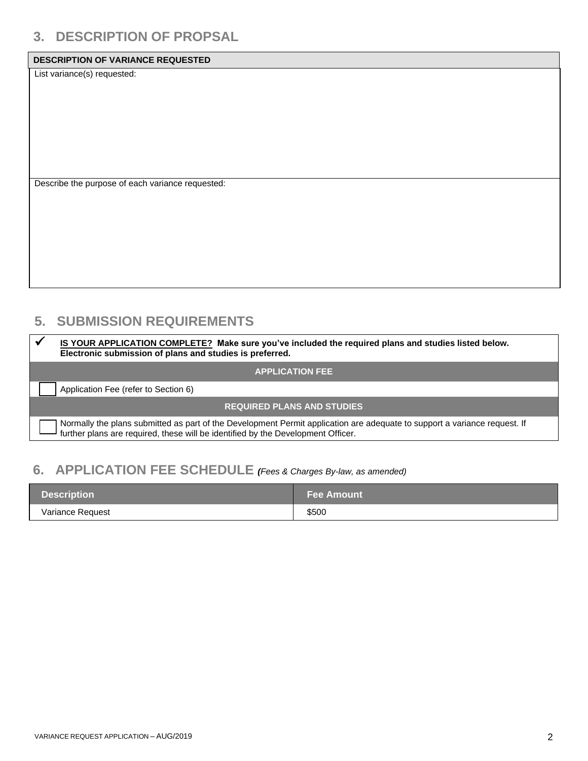## 3. DESCRIPTION OF PROPSAL

| DESCRIPTION OF VARIANCE REQUESTED |
|---|
| List variance(s) requested: |
| Describe the purpose of each variance requested: |

## 5. SUBMISSION REQUIREMENTS

✓ **IS YOUR APPLICATION COMPLETE? Make sure you've included the required plans and studies listed below. Electronic submission of plans and studies is preferred.**

| APPLICATION FEE |
|---|
| ☐ Application Fee (refer to Section 6) |

| REQUIRED PLANS AND STUDIES |
|---|
| ☐ Normally the plans submitted as part of the Development Permit application are adequate to support a variance request. If further plans are required, these will be identified by the Development Officer. |

## 6. APPLICATION FEE SCHEDULE *(Fees & Charges By-law, as amended)*

| Description | Fee Amount |
|---|---|
| Variance Request | $500 |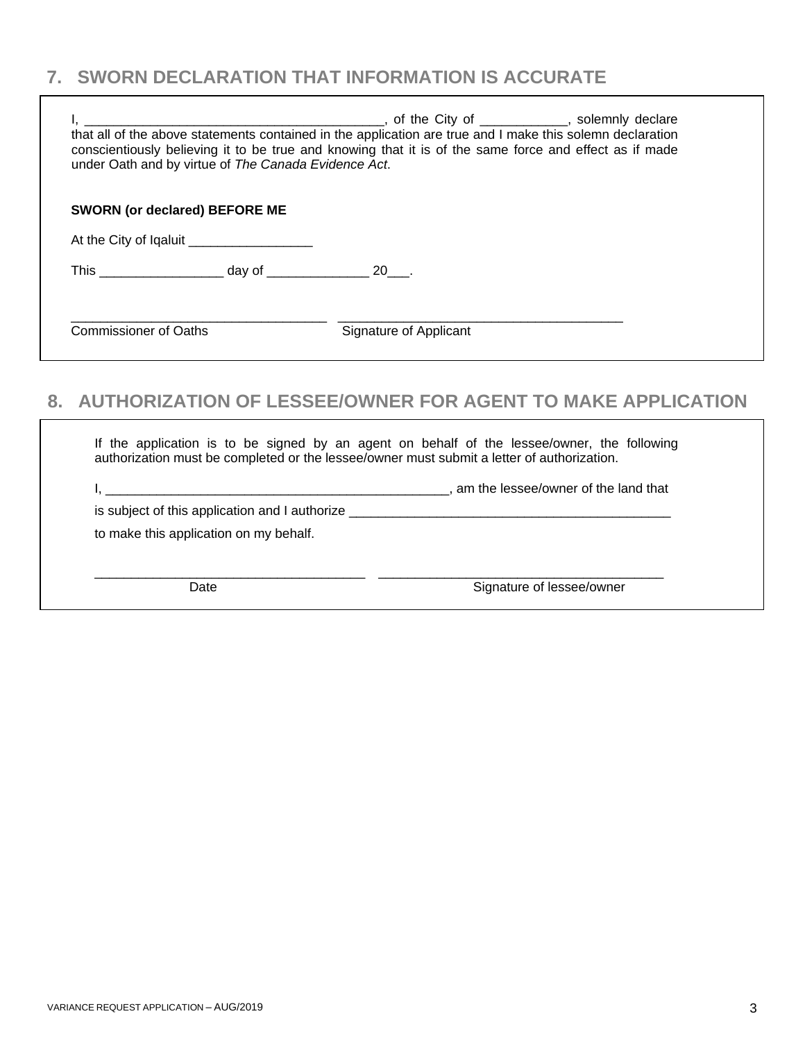## 7. SWORN DECLARATION THAT INFORMATION IS ACCURATE

I, ________________________________________, of the City of ____________, solemnly declare that all of the above statements contained in the application are true and I make this solemn declaration conscientiously believing it to be true and knowing that it is of the same force and effect as if made under Oath and by virtue of *The Canada Evidence Act*.

**SWORN (or declared) BEFORE ME**

At the City of Iqaluit _________________

This _________________ day of ______________ 20___.

___________________________________ Commissioner of Oaths

_______________________________________ Signature of Applicant

## 8. AUTHORIZATION OF LESSEE/OWNER FOR AGENT TO MAKE APPLICATION

If the application is to be signed by an agent on behalf of the lessee/owner, the following authorization must be completed or the lessee/owner must submit a letter of authorization.

I, ________________________________________________, am the lessee/owner of the land that is subject of this application and I authorize _____________________________________________ to make this application on my behalf.

_____________________________________ Date

_______________________________________ Signature of lessee/owner